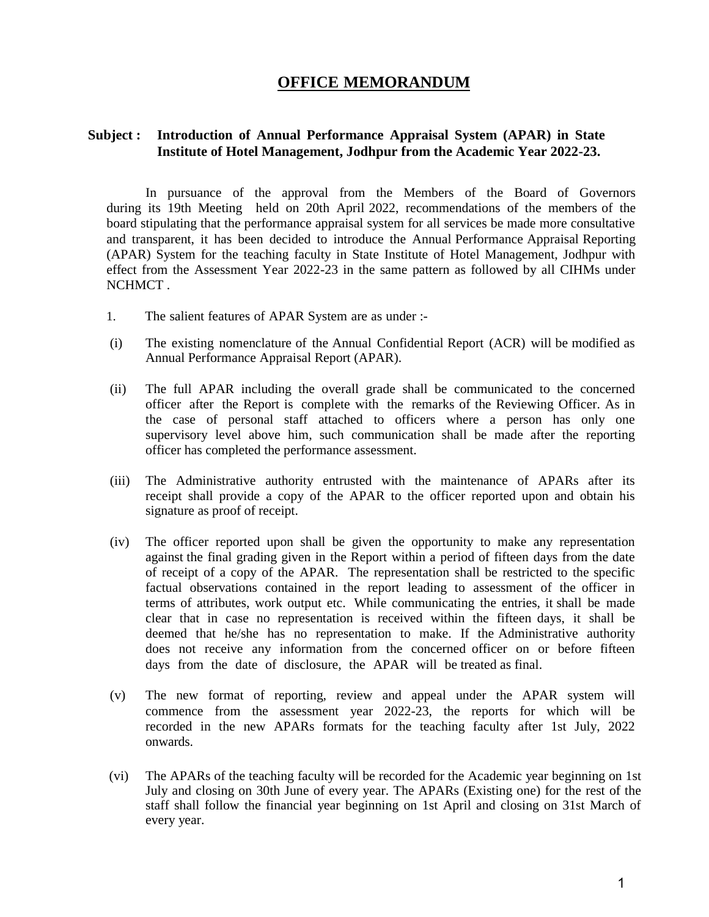# OFFICE MEMORANDUM

**Subject : Introduction of Annual Performance Appraisal System (APAR) in State Institute of Hotel Management, Jodhpur from the Academic Year 2022-23.**

In pursuance of the approval from the Members of the Board of Governors during its 19th Meeting held on 20th April 2022, recommendations of the members of the board stipulating that the performance appraisal system for all services be made more consultative and transparent, it has been decided to introduce the Annual Performance Appraisal Reporting (APAR) System for the teaching faculty in State Institute of Hotel Management, Jodhpur with effect from the Assessment Year 2022-23 in the same pattern as followed by all CIHMs under NCHMCT .

1. The salient features of APAR System are as under :-

(i) The existing nomenclature of the Annual Confidential Report (ACR) will be modified as Annual Performance Appraisal Report (APAR).

(ii) The full APAR including the overall grade shall be communicated to the concerned officer after the Report is complete with the remarks of the Reviewing Officer. As in the case of personal staff attached to officers where a person has only one supervisory level above him, such communication shall be made after the reporting officer has completed the performance assessment.

(iii) The Administrative authority entrusted with the maintenance of APARs after its receipt shall provide a copy of the APAR to the officer reported upon and obtain his signature as proof of receipt.

(iv) The officer reported upon shall be given the opportunity to make any representation against the final grading given in the Report within a period of fifteen days from the date of receipt of a copy of the APAR. The representation shall be restricted to the specific factual observations contained in the report leading to assessment of the officer in terms of attributes, work output etc. While communicating the entries, it shall be made clear that in case no representation is received within the fifteen days, it shall be deemed that he/she has no representation to make. If the Administrative authority does not receive any information from the concerned officer on or before fifteen days from the date of disclosure, the APAR will be treated as final.

(v) The new format of reporting, review and appeal under the APAR system will commence from the assessment year 2022-23, the reports for which will be recorded in the new APARs formats for the teaching faculty after 1st July, 2022 onwards.

(vi) The APARs of the teaching faculty will be recorded for the Academic year beginning on 1st July and closing on 30th June of every year. The APARs (Existing one) for the rest of the staff shall follow the financial year beginning on 1st April and closing on 31st March of every year.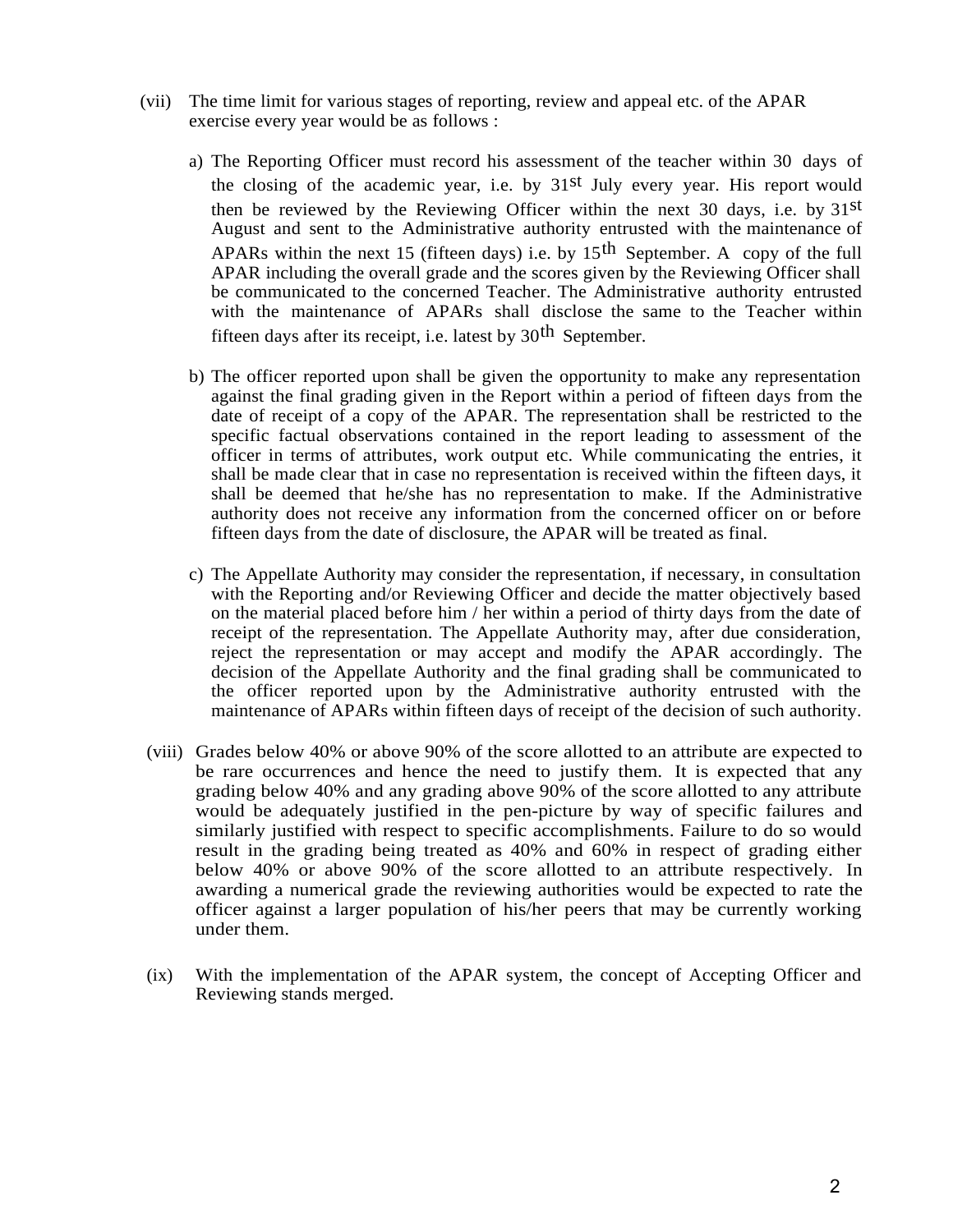(vii) The time limit for various stages of reporting, review and appeal etc. of the APAR exercise every year would be as follows :

a) The Reporting Officer must record his assessment of the teacher within 30 days of the closing of the academic year, i.e. by 31st July every year. His report would then be reviewed by the Reviewing Officer within the next 30 days, i.e. by 31st August and sent to the Administrative authority entrusted with the maintenance of APARs within the next 15 (fifteen days) i.e. by 15th September. A copy of the full APAR including the overall grade and the scores given by the Reviewing Officer shall be communicated to the concerned Teacher. The Administrative authority entrusted with the maintenance of APARs shall disclose the same to the Teacher within fifteen days after its receipt, i.e. latest by 30th September.

b) The officer reported upon shall be given the opportunity to make any representation against the final grading given in the Report within a period of fifteen days from the date of receipt of a copy of the APAR. The representation shall be restricted to the specific factual observations contained in the report leading to assessment of the officer in terms of attributes, work output etc. While communicating the entries, it shall be made clear that in case no representation is received within the fifteen days, it shall be deemed that he/she has no representation to make. If the Administrative authority does not receive any information from the concerned officer on or before fifteen days from the date of disclosure, the APAR will be treated as final.

c) The Appellate Authority may consider the representation, if necessary, in consultation with the Reporting and/or Reviewing Officer and decide the matter objectively based on the material placed before him / her within a period of thirty days from the date of receipt of the representation. The Appellate Authority may, after due consideration, reject the representation or may accept and modify the APAR accordingly. The decision of the Appellate Authority and the final grading shall be communicated to the officer reported upon by the Administrative authority entrusted with the maintenance of APARs within fifteen days of receipt of the decision of such authority.

(viii) Grades below 40% or above 90% of the score allotted to an attribute are expected to be rare occurrences and hence the need to justify them. It is expected that any grading below 40% and any grading above 90% of the score allotted to any attribute would be adequately justified in the pen-picture by way of specific failures and similarly justified with respect to specific accomplishments. Failure to do so would result in the grading being treated as 40% and 60% in respect of grading either below 40% or above 90% of the score allotted to an attribute respectively. In awarding a numerical grade the reviewing authorities would be expected to rate the officer against a larger population of his/her peers that may be currently working under them.

(ix) With the implementation of the APAR system, the concept of Accepting Officer and Reviewing stands merged.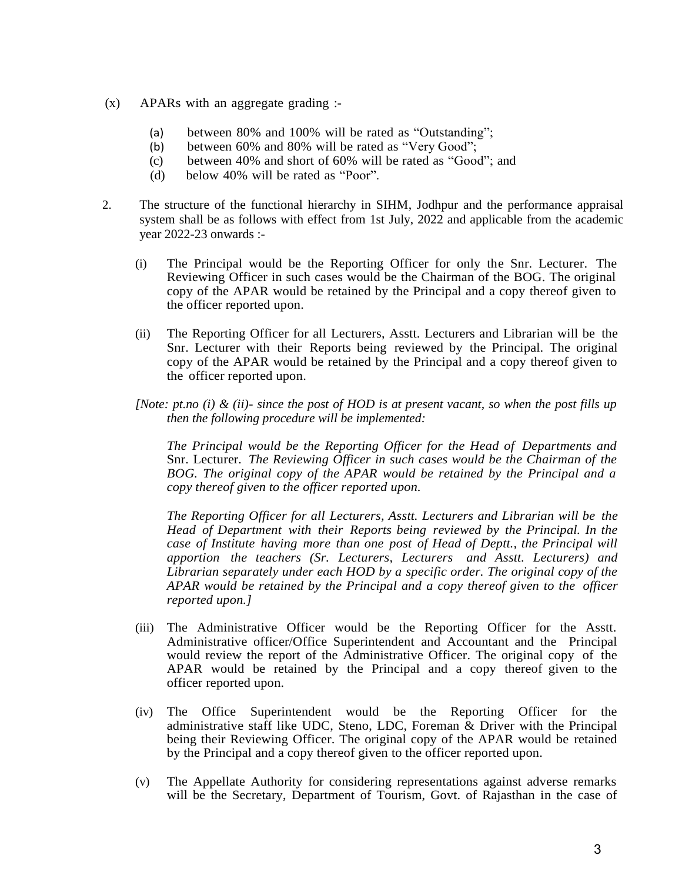(x) APARs with an aggregate grading :-

  (a) between 80% and 100% will be rated as "Outstanding";
  (b) between 60% and 80% will be rated as "Very Good";
  (c) between 40% and short of 60% will be rated as "Good"; and
  (d) below 40% will be rated as "Poor".

2. The structure of the functional hierarchy in SIHM, Jodhpur and the performance appraisal system shall be as follows with effect from 1st July, 2022 and applicable from the academic year 2022-23 onwards :-

   (i) The Principal would be the Reporting Officer for only the Snr. Lecturer. The Reviewing Officer in such cases would be the Chairman of the BOG. The original copy of the APAR would be retained by the Principal and a copy thereof given to the officer reported upon.

   (ii) The Reporting Officer for all Lecturers, Asstt. Lecturers and Librarian will be the Snr. Lecturer with their Reports being reviewed by the Principal. The original copy of the APAR would be retained by the Principal and a copy thereof given to the officer reported upon.

   *[Note: pt.no (i) & (ii)- since the post of HOD is at present vacant, so when the post fills up then the following procedure will be implemented:*

   *The Principal would be the Reporting Officer for the Head of Departments and* Snr. Lecturer. *The Reviewing Officer in such cases would be the Chairman of the BOG. The original copy of the APAR would be retained by the Principal and a copy thereof given to the officer reported upon.*

   *The Reporting Officer for all Lecturers, Asstt. Lecturers and Librarian will be the Head of Department with their Reports being reviewed by the Principal. In the case of Institute having more than one post of Head of Deptt., the Principal will apportion the teachers (Sr. Lecturers, Lecturers and Asstt. Lecturers) and Librarian separately under each HOD by a specific order. The original copy of the APAR would be retained by the Principal and a copy thereof given to the officer reported upon.]*

   (iii) The Administrative Officer would be the Reporting Officer for the Asstt. Administrative officer/Office Superintendent and Accountant and the Principal would review the report of the Administrative Officer. The original copy of the APAR would be retained by the Principal and a copy thereof given to the officer reported upon.

   (iv) The Office Superintendent would be the Reporting Officer for the administrative staff like UDC, Steno, LDC, Foreman & Driver with the Principal being their Reviewing Officer. The original copy of the APAR would be retained by the Principal and a copy thereof given to the officer reported upon.

   (v) The Appellate Authority for considering representations against adverse remarks will be the Secretary, Department of Tourism, Govt. of Rajasthan in the case of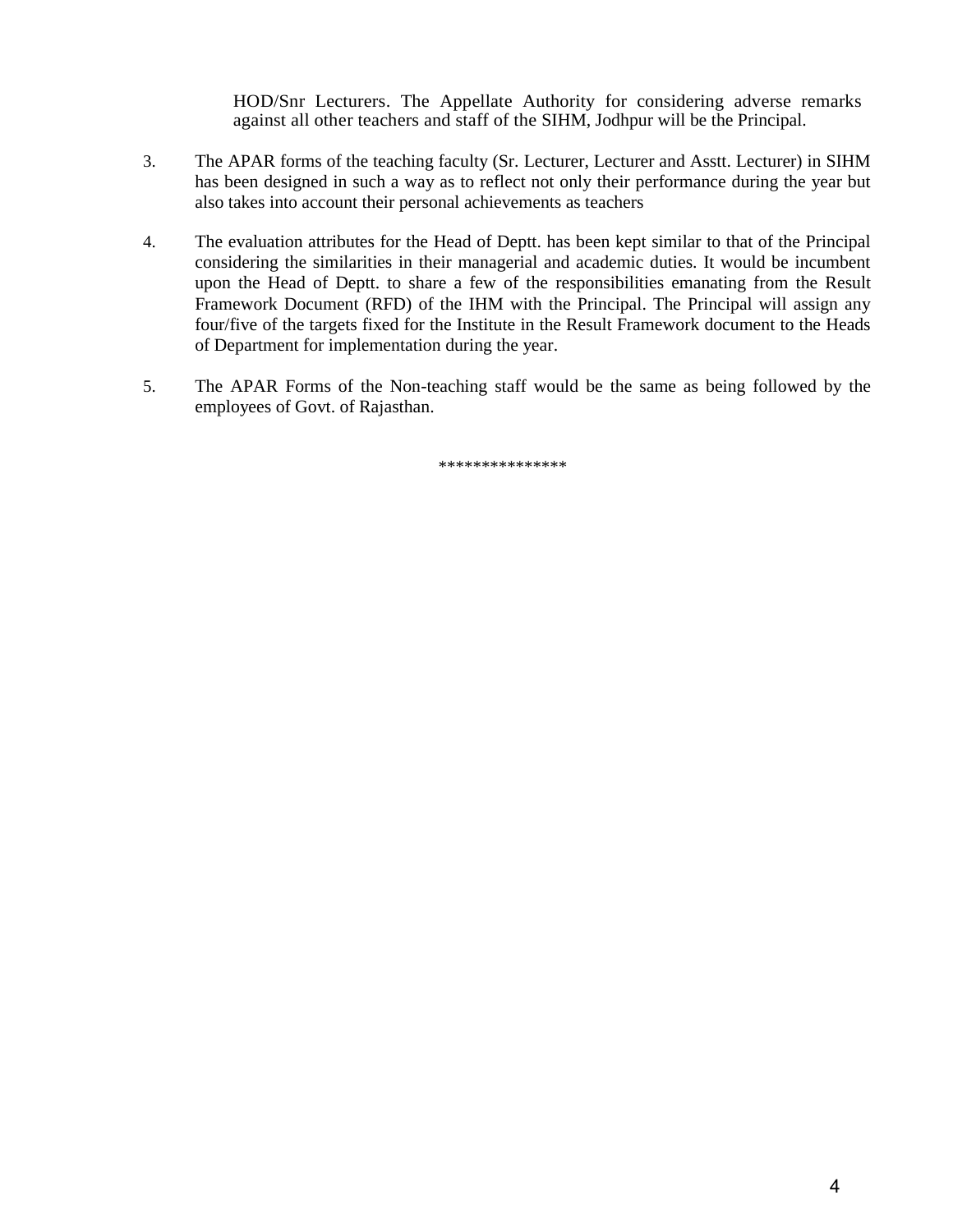HOD/Snr Lecturers. The Appellate Authority for considering adverse remarks against all other teachers and staff of the SIHM, Jodhpur will be the Principal.

3. The APAR forms of the teaching faculty (Sr. Lecturer, Lecturer and Asstt. Lecturer) in SIHM has been designed in such a way as to reflect not only their performance during the year but also takes into account their personal achievements as teachers

4. The evaluation attributes for the Head of Deptt. has been kept similar to that of the Principal considering the similarities in their managerial and academic duties. It would be incumbent upon the Head of Deptt. to share a few of the responsibilities emanating from the Result Framework Document (RFD) of the IHM with the Principal. The Principal will assign any four/five of the targets fixed for the Institute in the Result Framework document to the Heads of Department for implementation during the year.

5. The APAR Forms of the Non-teaching staff would be the same as being followed by the employees of Govt. of Rajasthan.

***************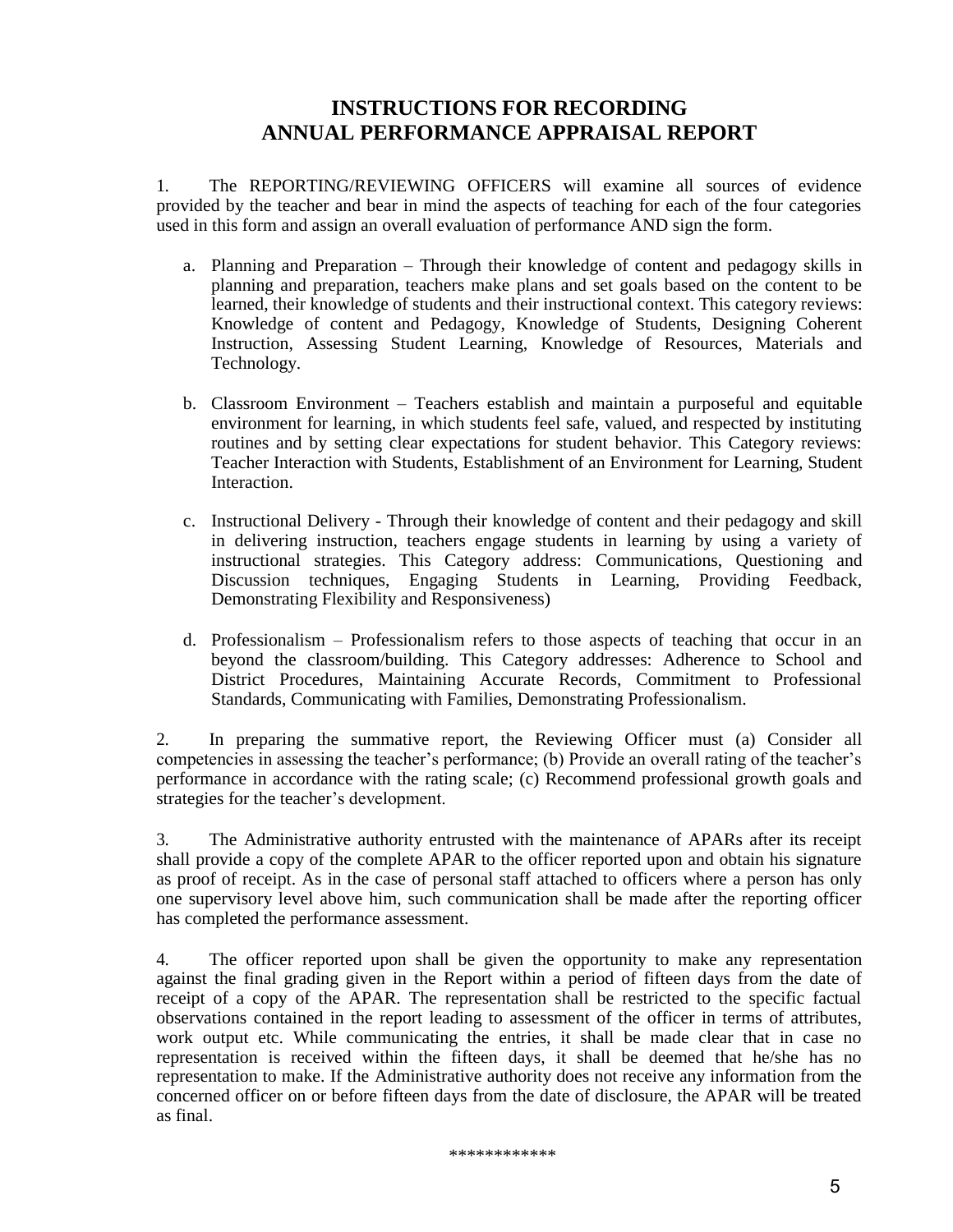# INSTRUCTIONS FOR RECORDING ANNUAL PERFORMANCE APPRAISAL REPORT

1. The REPORTING/REVIEWING OFFICERS will examine all sources of evidence provided by the teacher and bear in mind the aspects of teaching for each of the four categories used in this form and assign an overall evaluation of performance AND sign the form.

   a. Planning and Preparation – Through their knowledge of content and pedagogy skills in planning and preparation, teachers make plans and set goals based on the content to be learned, their knowledge of students and their instructional context. This category reviews: Knowledge of content and Pedagogy, Knowledge of Students, Designing Coherent Instruction, Assessing Student Learning, Knowledge of Resources, Materials and Technology.

   b. Classroom Environment – Teachers establish and maintain a purposeful and equitable environment for learning, in which students feel safe, valued, and respected by instituting routines and by setting clear expectations for student behavior. This Category reviews: Teacher Interaction with Students, Establishment of an Environment for Learning, Student Interaction.

   c. Instructional Delivery - Through their knowledge of content and their pedagogy and skill in delivering instruction, teachers engage students in learning by using a variety of instructional strategies. This Category address: Communications, Questioning and Discussion techniques, Engaging Students in Learning, Providing Feedback, Demonstrating Flexibility and Responsiveness)

   d. Professionalism – Professionalism refers to those aspects of teaching that occur in an beyond the classroom/building. This Category addresses: Adherence to School and District Procedures, Maintaining Accurate Records, Commitment to Professional Standards, Communicating with Families, Demonstrating Professionalism.

2. In preparing the summative report, the Reviewing Officer must (a) Consider all competencies in assessing the teacher's performance; (b) Provide an overall rating of the teacher's performance in accordance with the rating scale; (c) Recommend professional growth goals and strategies for the teacher's development.

3. The Administrative authority entrusted with the maintenance of APARs after its receipt shall provide a copy of the complete APAR to the officer reported upon and obtain his signature as proof of receipt. As in the case of personal staff attached to officers where a person has only one supervisory level above him, such communication shall be made after the reporting officer has completed the performance assessment.

4. The officer reported upon shall be given the opportunity to make any representation against the final grading given in the Report within a period of fifteen days from the date of receipt of a copy of the APAR. The representation shall be restricted to the specific factual observations contained in the report leading to assessment of the officer in terms of attributes, work output etc. While communicating the entries, it shall be made clear that in case no representation is received within the fifteen days, it shall be deemed that he/she has no representation to make. If the Administrative authority does not receive any information from the concerned officer on or before fifteen days from the date of disclosure, the APAR will be treated as final.

************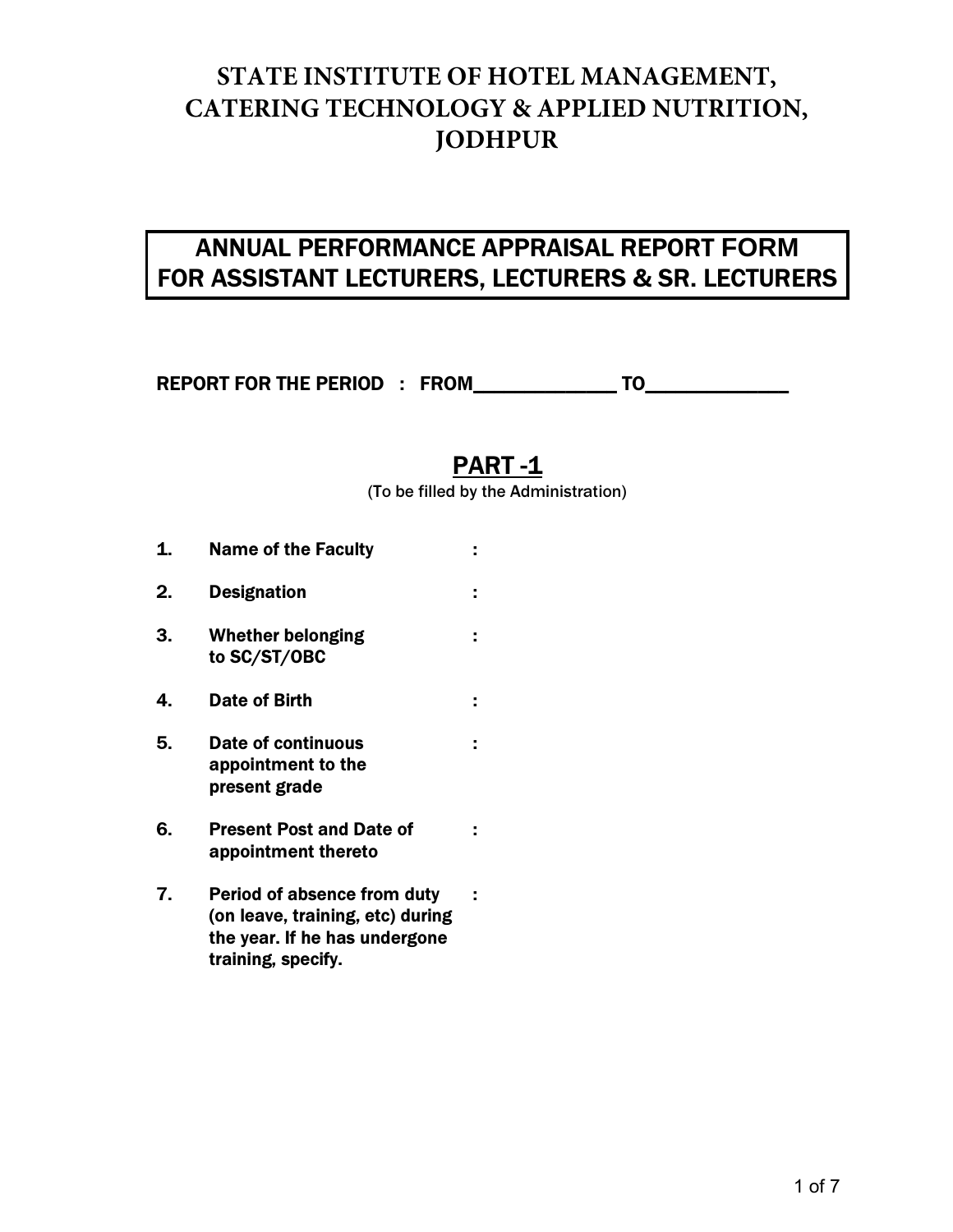# STATE INSTITUTE OF HOTEL MANAGEMENT, CATERING TECHNOLOGY & APPLIED NUTRITION, JODHPUR

## ANNUAL PERFORMANCE APPRAISAL REPORT FORM FOR ASSISTANT LECTURERS, LECTURERS & SR. LECTURERS

**REPORT FOR THE PERIOD : FROM______________ TO______________**

## PART -1

(To be filled by the Administration)

| | | |
|---|---|---|
| **1.** | **Name of the Faculty** | **:** |
| **2.** | **Designation** | **:** |
| **3.** | **Whether belonging to SC/ST/OBC** | **:** |
| **4.** | **Date of Birth** | **:** |
| **5.** | **Date of continuous appointment to the present grade** | **:** |
| **6.** | **Present Post and Date of appointment thereto** | **:** |
| **7.** | **Period of absence from duty (on leave, training, etc) during the year. If he has undergone training, specify.** | **:** |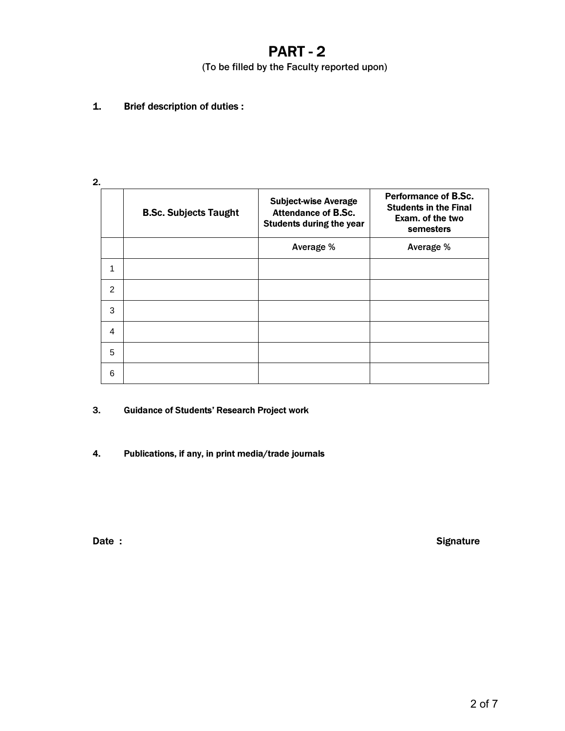# PART - 2

(To be filled by the Faculty reported upon)

**1. Brief description of duties :**

**2.**

| | B.Sc. Subjects Taught | Subject-wise Average Attendance of B.Sc. Students during the year | Performance of B.Sc. Students in the Final Exam. of the two semesters |
|---|---|---|---|
| | | Average % | Average % |
| 1 | | | |
| 2 | | | |
| 3 | | | |
| 4 | | | |
| 5 | | | |
| 6 | | | |

**3. Guidance of Students' Research Project work**

**4. Publications, if any, in print media/trade journals**

**Date :** **Signature**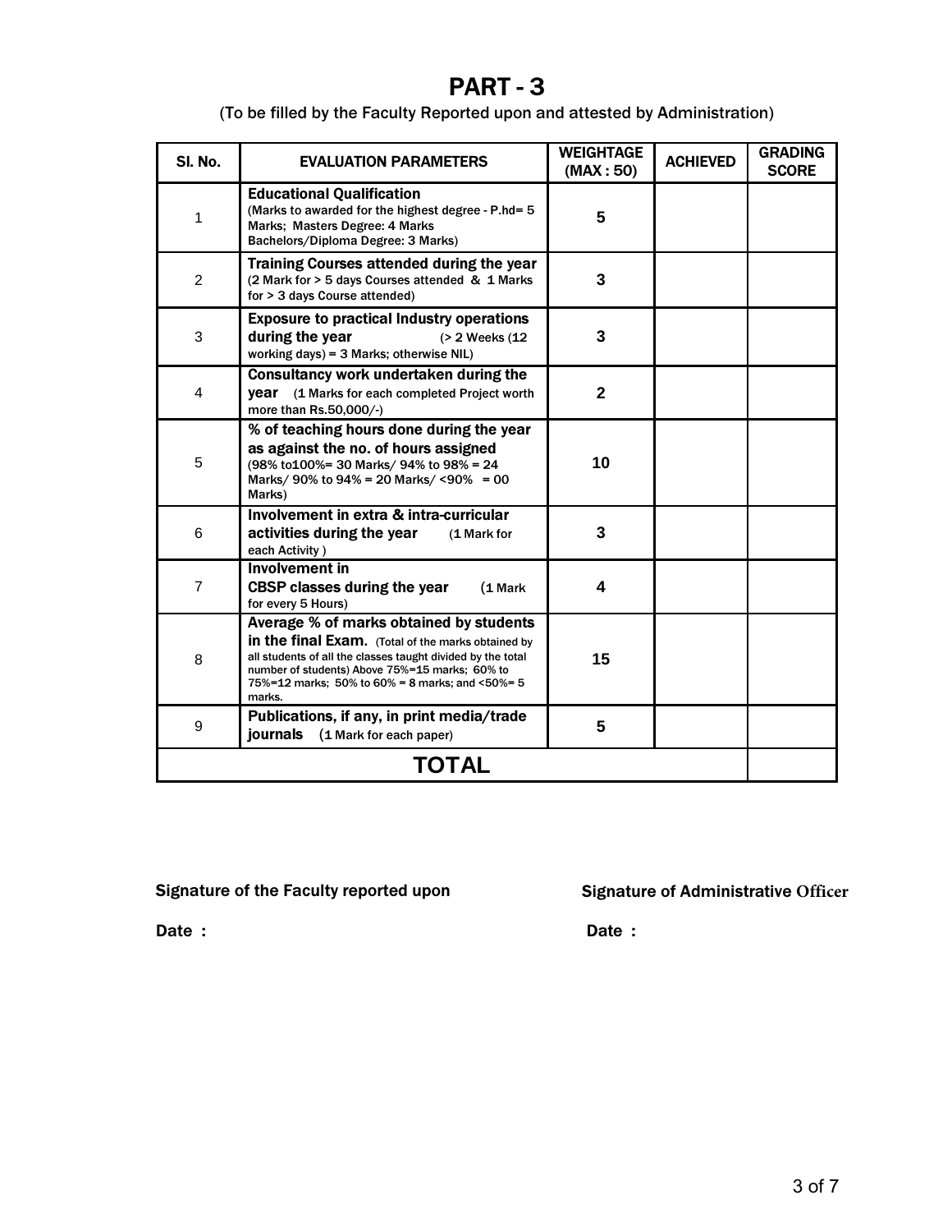# PART - 3

(To be filled by the Faculty Reported upon and attested by Administration)

| Sl. No. | EVALUATION PARAMETERS | WEIGHTAGE (MAX : 50) | ACHIEVED | GRADING SCORE |
|---|---|---|---|---|
| 1 | **Educational Qualification** (Marks to awarded for the highest degree - P.hd= 5 Marks; Masters Degree: 4 Marks Bachelors/Diploma Degree: 3 Marks) | **5** | | |
| 2 | **Training Courses attended during the year** (2 Mark for > 5 days Courses attended & 1 Marks for > 3 days Course attended) | **3** | | |
| 3 | **Exposure to practical Industry operations during the year** (> 2 Weeks (12 working days) = 3 Marks; otherwise NIL) | **3** | | |
| 4 | **Consultancy work undertaken during the year** (1 Marks for each completed Project worth more than Rs.50,000/-) | **2** | | |
| 5 | **% of teaching hours done during the year as against the no. of hours assigned** (98% to100%= 30 Marks/ 94% to 98% = 24 Marks/ 90% to 94% = 20 Marks/ <90% = 00 Marks) | **10** | | |
| 6 | **Involvement in extra & intra-curricular activities during the year** (1 Mark for each Activity ) | **3** | | |
| 7 | **Involvement in CBSP classes during the year** (1 Mark for every 5 Hours) | **4** | | |
| 8 | **Average % of marks obtained by students in the final Exam.** (Total of the marks obtained by all students of all the classes taught divided by the total number of students) Above 75%=15 marks; 60% to 75%=12 marks; 50% to 60% = 8 marks; and <50%= 5 marks. | **15** | | |
| 9 | **Publications, if any, in print media/trade journals** (1 Mark for each paper) | **5** | | |
| **TOTAL** | | | | |

**Signature of the Faculty reported upon**

**Date :**

**Signature of Administrative Officer**

**Date :**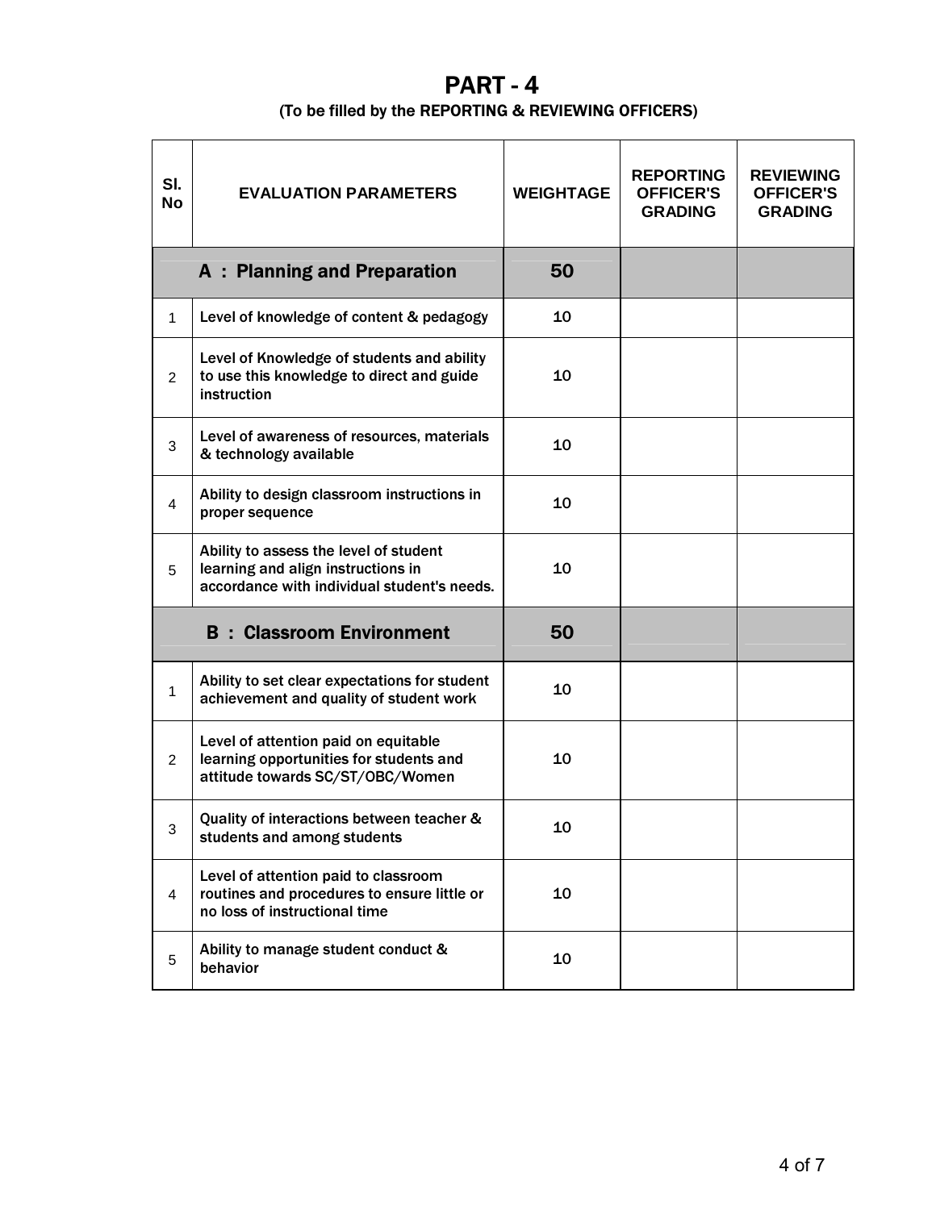# PART - 4

(To be filled by the REPORTING & REVIEWING OFFICERS)

| Sl. No | EVALUATION PARAMETERS | WEIGHTAGE | REPORTING OFFICER'S GRADING | REVIEWING OFFICER'S GRADING |
|---|---|---|---|---|
| | **A : Planning and Preparation** | **50** | | |
| 1 | Level of knowledge of content & pedagogy | 10 | | |
| 2 | Level of Knowledge of students and ability to use this knowledge to direct and guide instruction | 10 | | |
| 3 | Level of awareness of resources, materials & technology available | 10 | | |
| 4 | Ability to design classroom instructions in proper sequence | 10 | | |
| 5 | Ability to assess the level of student learning and align instructions in accordance with individual student's needs. | 10 | | |
| | **B : Classroom Environment** | **50** | | |
| 1 | Ability to set clear expectations for student achievement and quality of student work | 10 | | |
| 2 | Level of attention paid on equitable learning opportunities for students and attitude towards SC/ST/OBC/Women | 10 | | |
| 3 | Quality of interactions between teacher & students and among students | 10 | | |
| 4 | Level of attention paid to classroom routines and procedures to ensure little or no loss of instructional time | 10 | | |
| 5 | Ability to manage student conduct & behavior | 10 | | |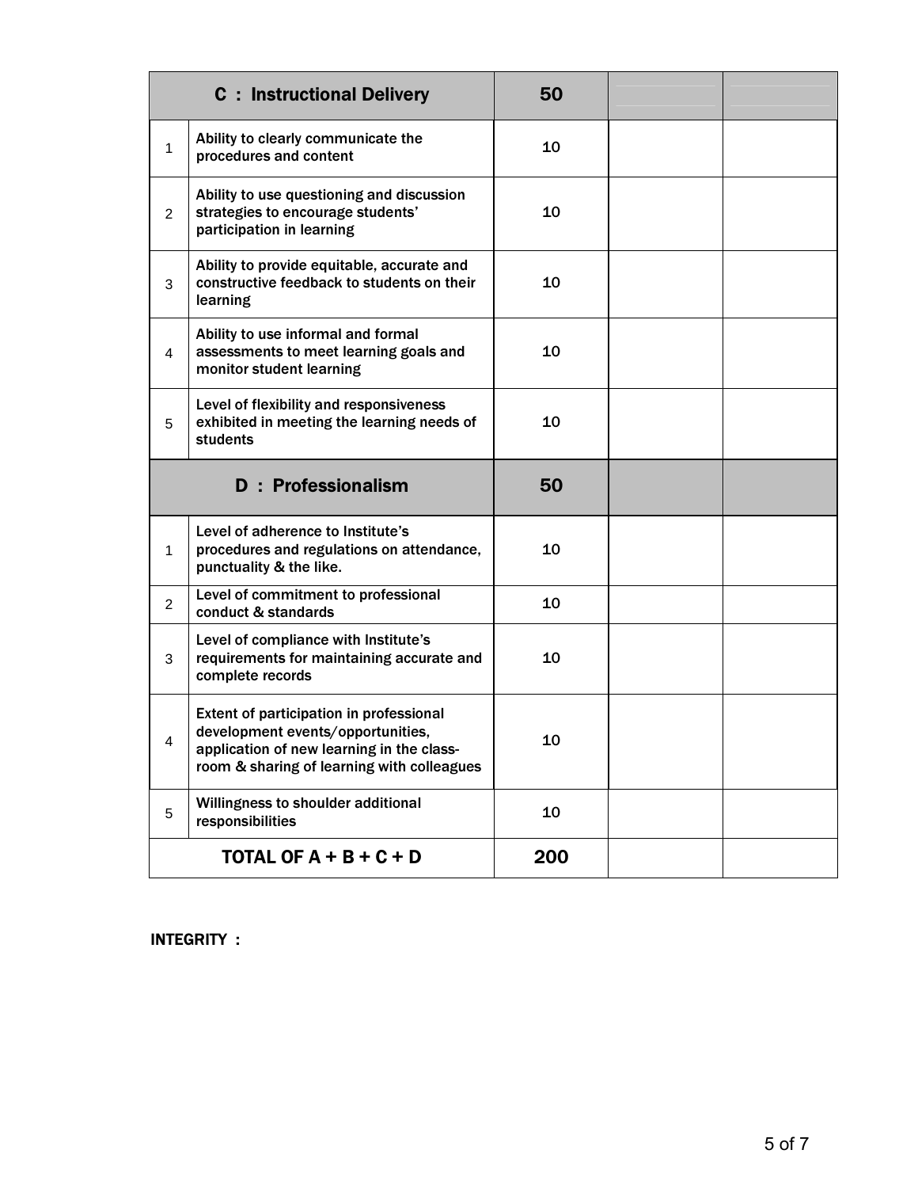| C : Instructional Delivery | | 50 | | |
|---|---|---|---|---|
| 1 | Ability to clearly communicate the procedures and content | 10 | | |
| 2 | Ability to use questioning and discussion strategies to encourage students' participation in learning | 10 | | |
| 3 | Ability to provide equitable, accurate and constructive feedback to students on their learning | 10 | | |
| 4 | Ability to use informal and formal assessments to meet learning goals and monitor student learning | 10 | | |
| 5 | Level of flexibility and responsiveness exhibited in meeting the learning needs of students | 10 | | |
| **D : Professionalism** | | **50** | | |
| 1 | Level of adherence to Institute's procedures and regulations on attendance, punctuality & the like. | 10 | | |
| 2 | Level of commitment to professional conduct & standards | 10 | | |
| 3 | Level of compliance with Institute's requirements for maintaining accurate and complete records | 10 | | |
| 4 | Extent of participation in professional development events/opportunities, application of new learning in the class-room & sharing of learning with colleagues | 10 | | |
| 5 | Willingness to shoulder additional responsibilities | 10 | | |
| **TOTAL OF A + B + C + D** | | **200** | | |

**INTEGRITY :**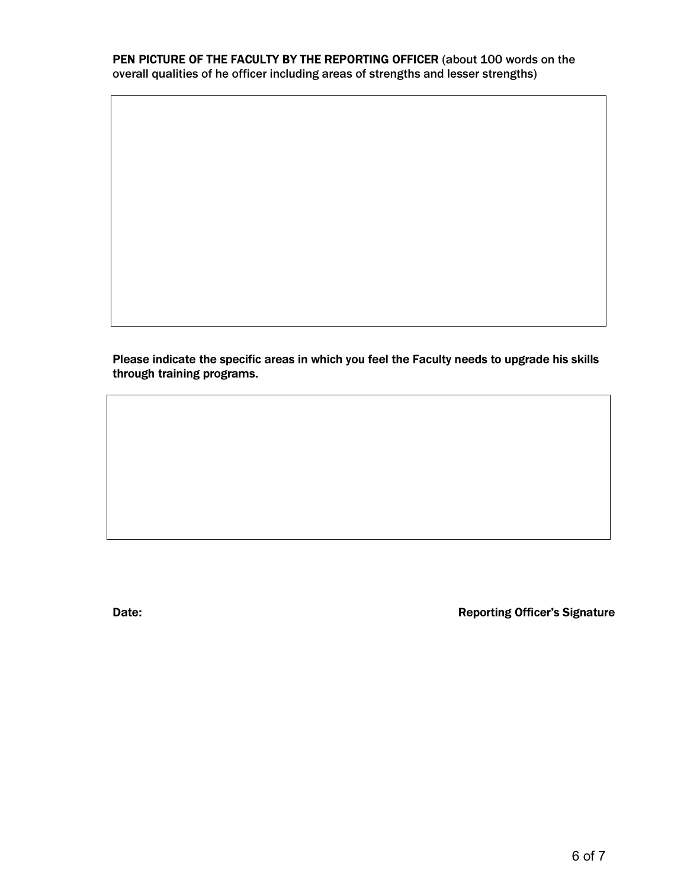**PEN PICTURE OF THE FACULTY BY THE REPORTING OFFICER** (about 100 words on the overall qualities of he officer including areas of strengths and lesser strengths)

| |
|---|
| |

**Please indicate the specific areas in which you feel the Faculty needs to upgrade his skills through training programs.**

| |
|---|
| |

**Date:** **Reporting Officer's Signature**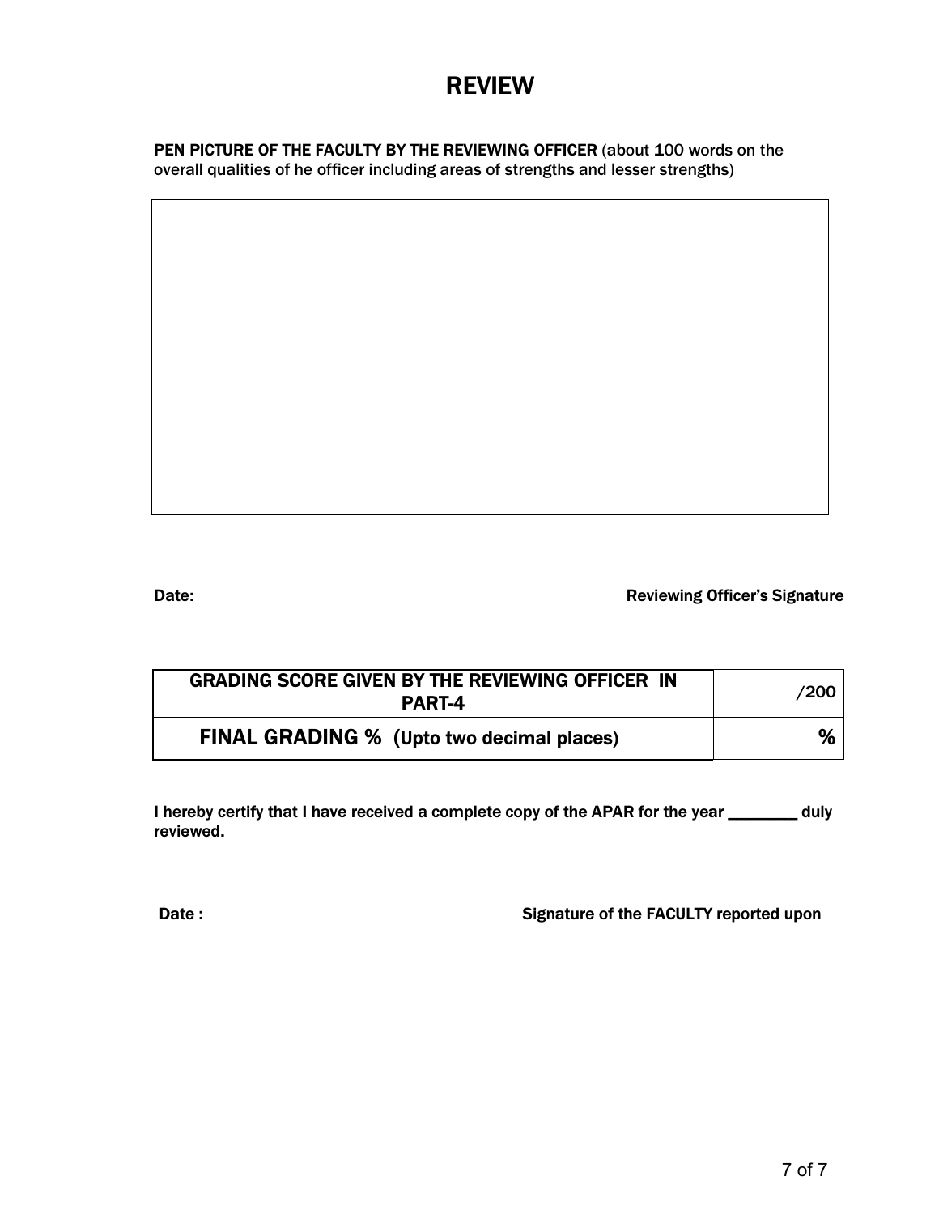# REVIEW

**PEN PICTURE OF THE FACULTY BY THE REVIEWING OFFICER** (about 100 words on the overall qualities of he officer including areas of strengths and lesser strengths)

| |
|---|
| |

**Date:** **Reviewing Officer's Signature**

| | |
|---|---|
| **GRADING SCORE GIVEN BY THE REVIEWING OFFICER IN PART-4** | /200 |
| **FINAL GRADING % (Upto two decimal places)** | **%** |

**I hereby certify that I have received a complete copy of the APAR for the year ________ duly reviewed.**

**Date :** **Signature of the FACULTY reported upon**